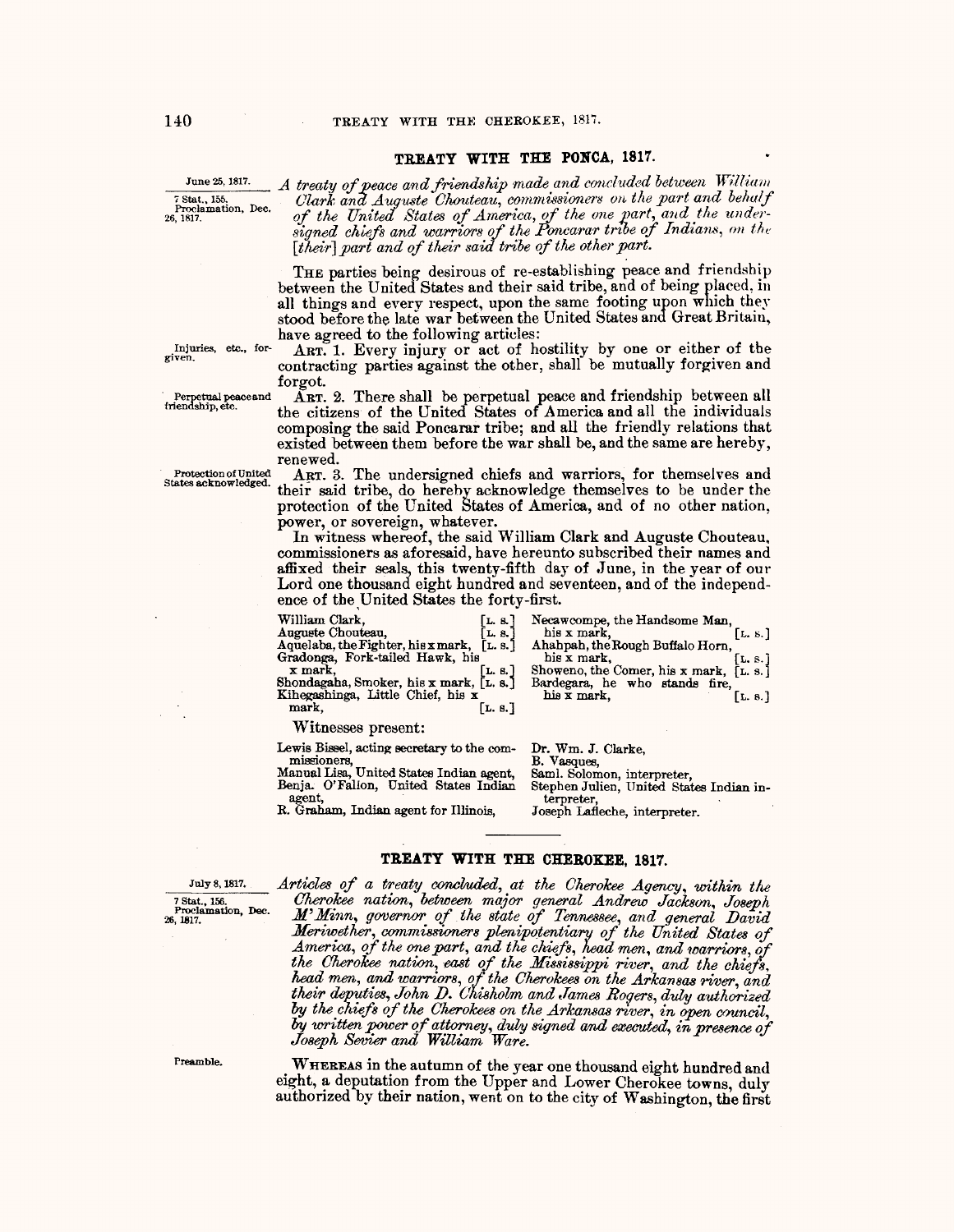## TREATY WITH THE PONCA, 1817.

June 25, 1817.

7 Stat., 155. Proclamation, Dec. 26, 1817.

*A treaty of peace and friendship made and concluded between William Clark and Auguste Chouteau, commissioners on the part and behalf of the United States of America, of the one part, and the undersigned chiefs and warriors of the Poncarar tribe of Indians, on the [their] part and of their said tribe of the other part.*

THE parties being desirous of re-establishing peace and friendship between the United States and their said tribe, and of being placed, in all things and every respect, upon the same footing upon which they stood before the late war between the United States and Great Britain, have agreed to the following articles:

Injuries, etc., forgiven.

ART. 1. Every injury or act of hostility by one or either of the contracting parties against the other, shall be mutually forgiven and forgot.

Perpetual peace and friendship, etc.

ART. 2. There shall be perpetual peace and friendship between all the citizens of the United States of America and all the individuals composing the said Poncarar tribe; and all the friendly relations that existed between them before the war shall be, and the same are hereby, renewed.

Protection of United States acknowledged.

ART. 3. The undersigned chiefs and warriors, for themselves and their said tribe, do hereby acknowledge themselves to be under the protection of the United States of America, and of no other nation, power, or sovereign, whatever.

In witness whereof, the said William Clark and Auguste Chouteau, commissioners as aforesaid, have hereunto subscribed their names and affixed their seals, this twenty-fifth day of June, in the year of our Lord one thousand eight hundred and seventeen, and of the independence of the United States the forty-first.

William Clark, [L. S.]
Auguste Chouteau, [L. S.]
Aquelaba, the Fighter, his x mark, [L. S.]
Gradonga, Fork-tailed Hawk, his x mark, [L. S.]
Shondagaha, Smoker, his x mark, [L. S.]
Kihegashinga, Little Chief, his x mark, [L. S.]
Necawcompe, the Handsome Man, his x mark, [L. S.]
Ahahpah, the Rough Buffalo Horn, his x mark, [L. S.]
Showeno, the Comer, his x mark, [L. S.]
Bardegara, he who stands fire, his x mark, [L. S.]

Witnesses present:

Lewis Bissel, acting secretary to the commissioners,
Manual Lisa, United States Indian agent,
Benja. O'Fallon, United States Indian agent,
R. Graham, Indian agent for Illinois,
Dr. Wm. J. Clarke,
B. Vasques,
Saml. Solomon, interpreter,
Stephen Julien, United States Indian interpreter,
Joseph Lafleche, interpreter.

## TREATY WITH THE CHEROKEE, 1817.

July 8, 1817.

7 Stat., 156. Proclamation, Dec. 26, 1817.

*Articles of a treaty concluded, at the Cherokee Agency, within the Cherokee nation, between major general Andrew Jackson, Joseph M'Minn, governor of the state of Tennessee, and general David Meriwether, commissioners plenipotentiary of the United States of America, of the one part, and the chiefs, head men, and warriors, of the Cherokee nation, east of the Mississippi river, and the chiefs, head men, and warriors, of the Cherokees on the Arkansas river, and their deputies, John D. Chisholm and James Rogers, duly authorized by the chiefs of the Cherokees on the Arkansas river, in open council, by written power of attorney, duly signed and executed, in presence of Joseph Sevier and William Ware.*

Preamble.

WHEREAS in the autumn of the year one thousand eight hundred and eight, a deputation from the Upper and Lower Cherokee towns, duly authorized by their nation, went on to the city of Washington, the first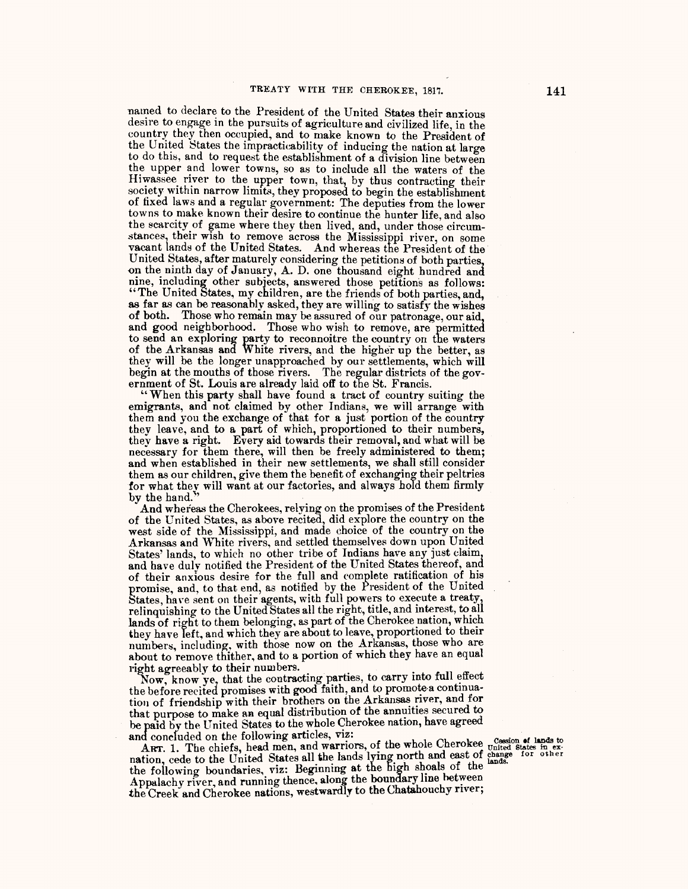named to declare to the President of the United States their anxious desire to engage in the pursuits of agriculture and civilized life, in the country they then occupied, and to make known to the President of the United States the impracticability of inducing the nation at large to do this, and to request the establishment of a division line between the upper and lower towns, so as to include all the waters of the Hiwassee river to the upper town, that, by thus contracting their society within narrow limits, they proposed to begin the establishment of fixed laws and a regular government: The deputies from the lower towns to make known their desire to continue the hunter life, and also the scarcity of game where they then lived, and, under those circumstances, their wish to remove across the Mississippi river, on some vacant lands of the United States. And whereas the President of the United States, after maturely considering the petitions of both parties, on the ninth day of January, A. D. one thousand eight hundred and nine, including other subjects, answered those petitions as follows: "The United States, my children, are the friends of both parties, and, as far as can be reasonably asked, they are willing to satisfy the wishes of both. Those who remain may be assured of our patronage, our aid, and good neighborhood. Those who wish to remove, are permitted to send an exploring party to reconnoitre the country on the waters of the Arkansas and White rivers, and the higher up the better, as they will be the longer unapproached by our settlements, which will begin at the mouths of those rivers. The regular districts of the government of St. Louis are already laid off to the St. Francis.

"When this party shall have found a tract of country suiting the emigrants, and not claimed by other Indians, we will arrange with them and you the exchange of that for a just portion of the country they leave, and to a part of which, proportioned to their numbers, they have a right. Every aid towards their removal, and what will be necessary for them there, will then be freely administered to them; and when established in their new settlements, we shall still consider them as our children, give them the benefit of exchanging their peltries for what they will want at our factories, and always hold them firmly by the hand."

And whereas the Cherokees, relying on the promises of the President of the United States, as above recited, did explore the country on the west side of the Mississippi, and made choice of the country on the Arkansas and White rivers, and settled themselves down upon United States' lands, to which no other tribe of Indians have any just claim, and have duly notified the President of the United States thereof, and of their anxious desire for the full and complete ratification of his promise, and, to that end, as notified by the President of the United States, have sent on their agents, with full powers to execute a treaty, relinquishing to the United States all the right, title, and interest, to all lands of right to them belonging, as part of the Cherokee nation, which they have left, and which they are about to leave, proportioned to their numbers, including, with those now on the Arkansas, those who are about to remove thither, and to a portion of which they have an equal right agreeably to their numbers.

Now, know ye, that the contracting parties, to carry into full effect the before recited promises with good faith, and to promote a continuation of friendship with their brothers on the Arkansas river, and for that purpose to make an equal distribution of the annuities secured to be paid by the United States to the whole Cherokee nation, have agreed and concluded on the following articles, viz:

Cession of lands to United States in exchange for other lands.

ART. 1. The chiefs, head men, and warriors, of the whole Cherokee nation, cede to the United States all the lands lying north and east of the following boundaries, viz: Beginning at the high shoals of the Appalachy river, and running thence, along the boundary line between the Creek and Cherokee nations, westwardly to the Chatahouchy river;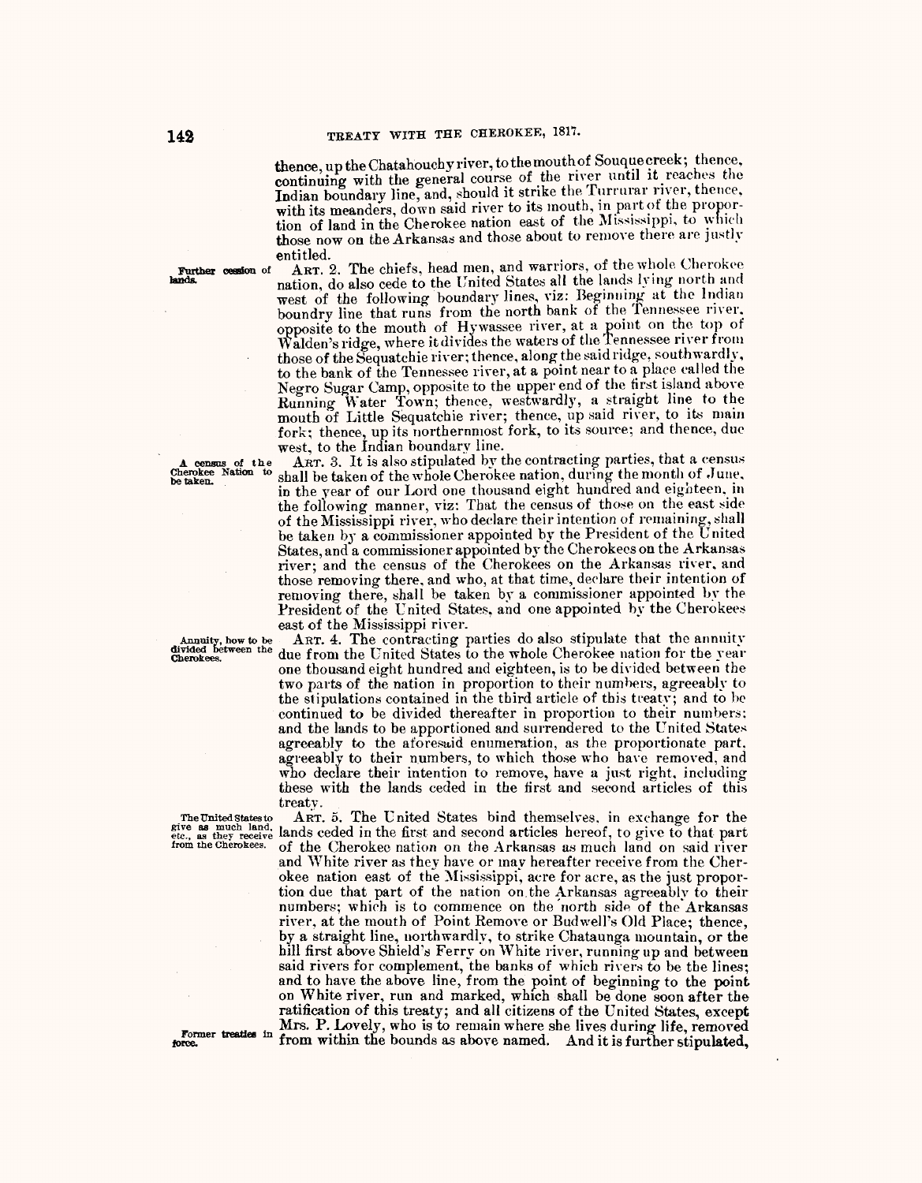thence, up the Chatahouchy river, to the mouth of Souque creek; thence, continuing with the general course of the river until it reaches the Indian boundary line, and, should it strike the Turrurar river, thence, with its meanders, down said river to its mouth, in part of the proportion of land in the Cherokee nation east of the Mississippi, to which those now on the Arkansas and those about to remove there are justly entitled.

Further cession of lands.

ART. 2. The chiefs, head men, and warriors, of the whole Cherokee nation, do also cede to the United States all the lands lying north and west of the following boundary lines, viz: Beginning at the Indian boundry line that runs from the north bank of the Tennessee river, opposite to the mouth of Hywassee river, at a point on the top of Walden's ridge, where it divides the waters of the Tennessee river from those of the Sequatchie river; thence, along the said ridge, southwardly, to the bank of the Tennessee river, at a point near to a place called the Negro Sugar Camp, opposite to the upper end of the first island above Running Water Town; thence, westwardly, a straight line to the mouth of Little Sequatchie river; thence, up said river, to its main fork; thence, up its northernmost fork, to its source; and thence, due west, to the Indian boundary line.

A census of the Cherokee Nation to be taken.

ART. 3. It is also stipulated by the contracting parties, that a census shall be taken of the whole Cherokee nation, during the month of June, in the year of our Lord one thousand eight hundred and eighteen, in the following manner, viz: That the census of those on the east side of the Mississippi river, who declare their intention of remaining, shall be taken by a commissioner appointed by the President of the United States, and a commissioner appointed by the Cherokees on the Arkansas river; and the census of the Cherokees on the Arkansas river, and those removing there, and who, at that time, declare their intention of removing there, shall be taken by a commissioner appointed by the President of the United States, and one appointed by the Cherokees east of the Mississippi river.

Annuity, how to be divided between the Cherokees.

ART. 4. The contracting parties do also stipulate that the annuity due from the United States to the whole Cherokee nation for the year one thousand eight hundred and eighteen, is to be divided between the two parts of the nation in proportion to their numbers, agreeably to the stipulations contained in the third article of this treaty; and to be continued to be divided thereafter in proportion to their numbers; and the lands to be apportioned and surrendered to the United States agreeably to the aforesaid enumeration, as the proportionate part, agreeably to their numbers, to which those who have removed, and who declare their intention to remove, have a just right, including these with the lands ceded in the first and second articles of this treaty.

The United States to give as much land, etc., as they receive from the Cherokees.

ART. 5. The United States bind themselves, in exchange for the lands ceded in the first and second articles hereof, to give to that part of the Cherokee nation on the Arkansas as much land on said river and White river as they have or may hereafter receive from the Cherokee nation east of the Mississippi, acre for acre, as the just proportion due that part of the nation on the Arkansas agreeably to their numbers; which is to commence on the north side of the Arkansas river, at the mouth of Point Remove or Budwell's Old Place; thence, by a straight line, northwardly, to strike Chataunga mountain, or the hill first above Shield's Ferry on White river, running up and between said rivers for complement, the banks of which rivers to be the lines; and to have the above line, from the point of beginning to the point on White river, run and marked, which shall be done soon after the ratification of this treaty; and all citizens of the United States, except Mrs. P. Lovely, who is to remain where she lives during life, removed from within the bounds as above named. And it is further stipulated,

Former treaties in force.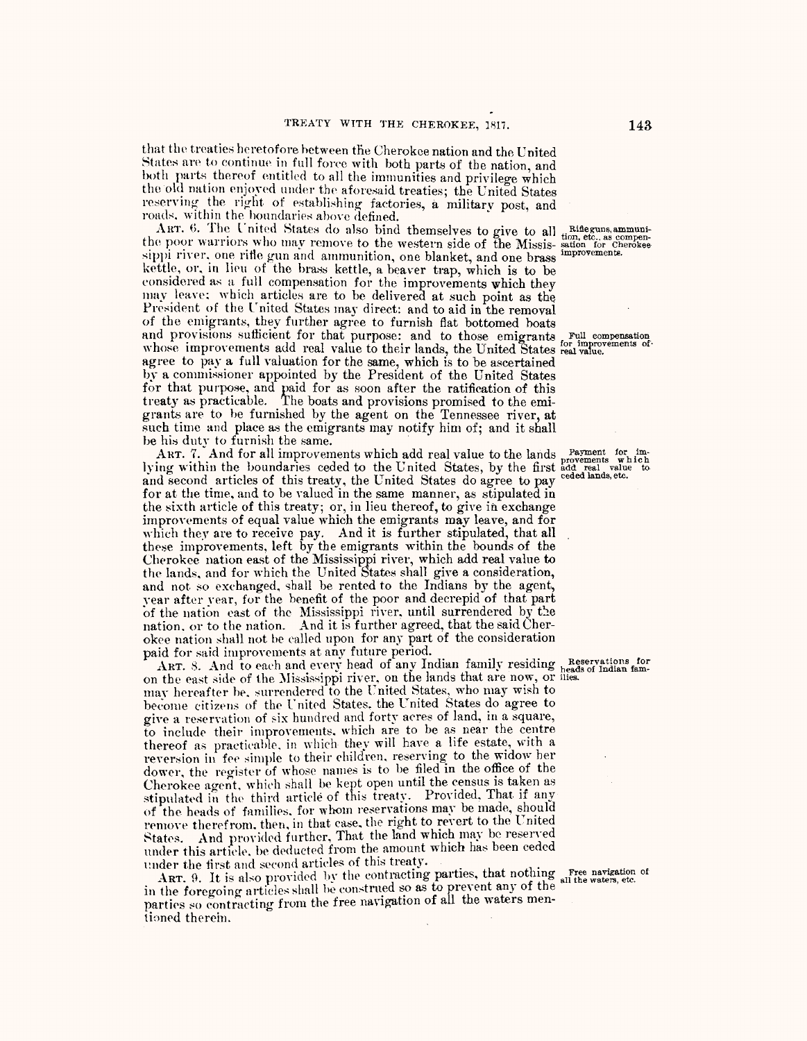that the treaties heretofore between the Cherokee nation and the United States are to continue in full force with both parts of the nation, and both parts thereof entitled to all the immunities and privilege which the old nation enjoyed under the aforesaid treaties; the United States reserving the right of establishing factories, a military post, and roads, within the boundaries above defined.

Rifle guns, ammunition, etc., as compensation for Cherokee improvements.

ART. 6. The United States do also bind themselves to give to all the poor warriors who may remove to the western side of the Mississippi river, one rifle gun and ammunition, one blanket, and one brass kettle, or, in lieu of the brass kettle, a beaver trap, which is to be considered as a full compensation for the improvements which they may leave; which articles are to be delivered at such point as the President of the United States may direct: and to aid in the removal of the emigrants, they further agree to furnish flat bottomed boats and provisions sufficient for that purpose: and to those emigrants whose improvements add real value to their lands, the United States agree to pay a full valuation for the same, which is to be ascertained by a commissioner appointed by the President of the United States for that purpose, and paid for as soon after the ratification of this treaty as practicable. The boats and provisions promised to the emigrants are to be furnished by the agent on the Tennessee river, at such time and place as the emigrants may notify him of; and it shall be his duty to furnish the same.

Full compensation for improvements of real value.

Payment for improvements which add real value to ceded lands, etc.

ART. 7. And for all improvements which add real value to the lands lying within the boundaries ceded to the United States, by the first and second articles of this treaty, the United States do agree to pay for at the time, and to be valued in the same manner, as stipulated in the sixth article of this treaty; or, in lieu thereof, to give in exchange improvements of equal value which the emigrants may leave, and for which they are to receive pay. And it is further stipulated, that all these improvements, left by the emigrants within the bounds of the Cherokee nation east of the Mississippi river, which add real value to the lands, and for which the United States shall give a consideration, and not so exchanged, shall be rented to the Indians by the agent, year after year, for the benefit of the poor and decrepid of that part of the nation east of the Mississippi river, until surrendered by the nation, or to the nation. And it is further agreed, that the said Cherokee nation shall not be called upon for any part of the consideration paid for said improvements at any future period.

Reservations for heads of Indian families.

ART. 8. And to each and every head of any Indian family residing on the east side of the Mississippi river, on the lands that are now, or may hereafter be, surrendered to the United States, who may wish to become citizens of the United States, the United States do agree to give a reservation of six hundred and forty acres of land, in a square, to include their improvements, which are to be as near the centre thereof as practicable, in which they will have a life estate, with a reversion in fee simple to their children, reserving to the widow her dower, the register of whose names is to be filed in the office of the Cherokee agent, which shall be kept open until the census is taken as stipulated in the third article of this treaty. Provided, That if any of the heads of families, for whom reservations may be made, should remove therefrom, then, in that case, the right to revert to the United States. And provided further, That the land which may be reserved under this article, be deducted from the amount which has been ceded under the first and second articles of this treaty.

Free navigation of all the waters, etc.

ART. 9. It is also provided by the contracting parties, that nothing in the foregoing articles shall be construed so as to prevent any of the parties so contracting from the free navigation of all the waters mentioned therein.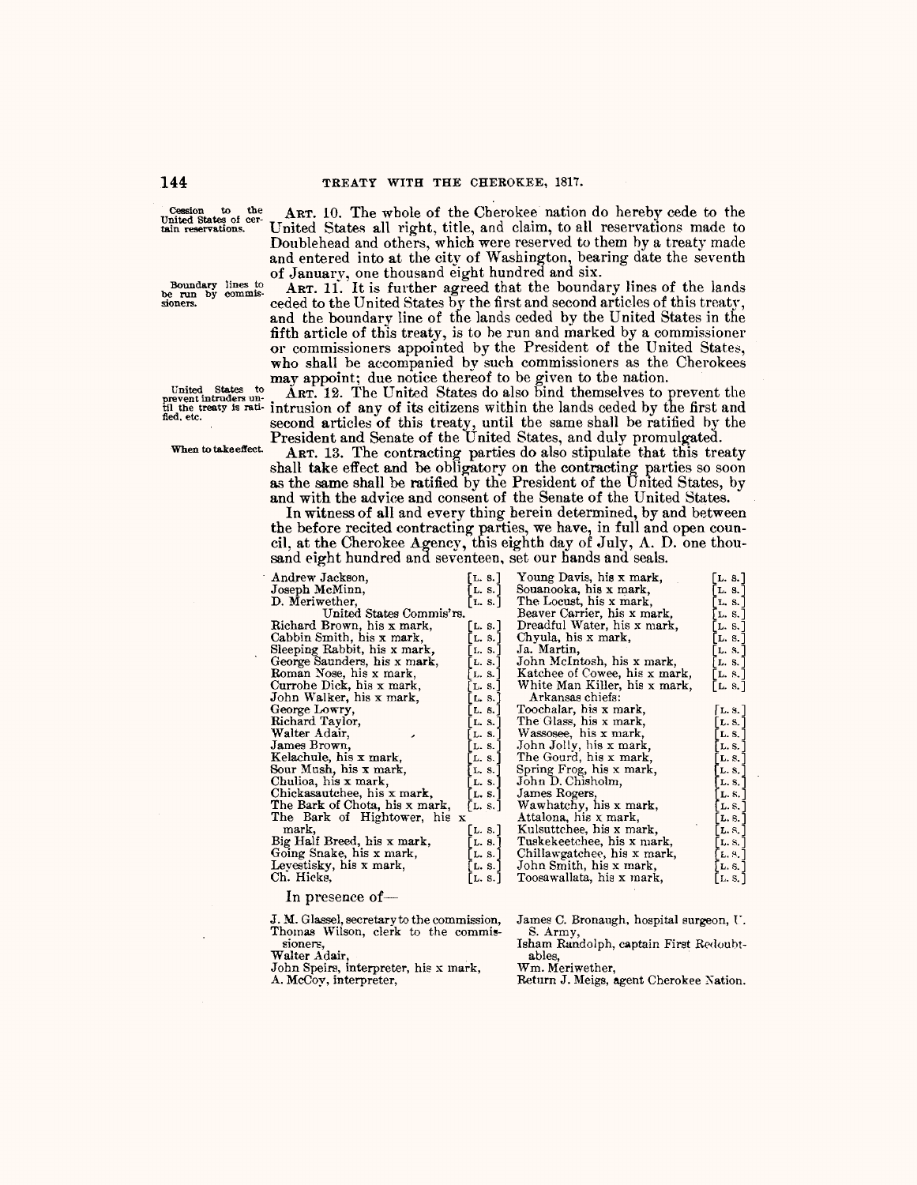*Cession to the United States of certain reservations.*

ART. 10. The whole of the Cherokee nation do hereby cede to the United States all right, title, and claim, to all reservations made to Doublehead and others, which were reserved to them by a treaty made and entered into at the city of Washington, bearing date the seventh of January, one thousand eight hundred and six.

*Boundary lines to be run by commissioners.*

ART. 11. It is further agreed that the boundary lines of the lands ceded to the United States by the first and second articles of this treaty, and the boundary line of the lands ceded by the United States in the fifth article of this treaty, is to be run and marked by a commissioner or commissioners appointed by the President of the United States, who shall be accompanied by such commissioners as the Cherokees may appoint; due notice thereof to be given to the nation.

*United States to prevent intruders until the treaty is ratified, etc.*

ART. 12. The United States do also bind themselves to prevent the intrusion of any of its citizens within the lands ceded by the first and second articles of this treaty, until the same shall be ratified by the President and Senate of the United States, and duly promulgated.

*When to take effect.*

ART. 13. The contracting parties do also stipulate that this treaty shall take effect and be obligatory on the contracting parties so soon as the same shall be ratified by the President of the United States, by and with the advice and consent of the Senate of the United States.

In witness of all and every thing herein determined, by and between the before recited contracting parties, we have, in full and open council, at the Cherokee Agency, this eighth day of July, A. D. one thousand eight hundred and seventeen, set our hands and seals.

Andrew Jackson, [L. S.]
Joseph McMinn, [L. S.]
D. Meriwether, [L. S.]
United States Commis'rs.
Richard Brown, his x mark, [L. S.]
Cabbin Smith, his x mark, [L. S.]
Sleeping Rabbit, his x mark, [L. S.]
George Saunders, his x mark, [L. S.]
Roman Nose, his x mark, [L. S.]
Currohe Dick, his x mark, [L. S.]
John Walker, his x mark, [L. S.]
George Lowry, [L. S.]
Richard Taylor, [L. S.]
Walter Adair, [L. S.]
James Brown, [L. S.]
Kelachule, his x mark, [L. S.]
Sour Mush, his x mark, [L. S.]
Chulioa, his x mark, [L. S.]
Chickasautchee, his x mark, [L. S.]
The Bark of Chota, his x mark, [L. S.]
The Bark of Hightower, his x mark, [L. S.]
Big Half Breed, his x mark, [L. S.]
Going Snake, his x mark, [L. S.]
Leyestisky, his x mark, [L. S.]
Ch. Hicks, [L. S.]
Young Davis, his x mark, [L. S.]
Souanooka, his x mark, [L. S.]
The Locust, his x mark, [L. S.]
Beaver Carrier, his x mark, [L. S.]
Dreadful Water, his x mark, [L. S.]
Chyula, his x mark, [L. S.]
Ja. Martin, [L. S.]
John McIntosh, his x mark, [L. S.]
Katchee of Cowee, his x mark, [L. S.]
White Man Killer, his x mark, [L. S.]
Arkansas chiefs:
Toochalar, his x mark, [L. S.]
The Glass, his x mark, [L. S.]
Wassosee, his x mark, [L. S.]
John Jolly, his x mark, [L. S.]
The Gourd, his x mark, [L. S.]
Spring Frog, his x mark, [L. S.]
John D. Chisholm, [L. S.]
James Rogers, [L. S.]
Wawhatchy, his x mark, [L. S.]
Attalona, his x mark, [L. S.]
Kulsuttchee, his x mark, [L. S.]
Tuskekeetchee, his x mark, [L. S.]
Chillawgatchee, his x mark, [L. S.]
John Smith, his x mark, [L. S.]
Toosawallata, his x mark, [L. S.]

In presence of—

J. M. Glassel, secretary to the commission,
Thomas Wilson, clerk to the commissioners,
Walter Adair,
John Speirs, interpreter, his x mark,
A. McCoy, interpreter,
James C. Bronaugh, hospital surgeon, U. S. Army,
Isham Randolph, captain First Redoubtables,
Wm. Meriwether,
Return J. Meigs, agent Cherokee Nation.